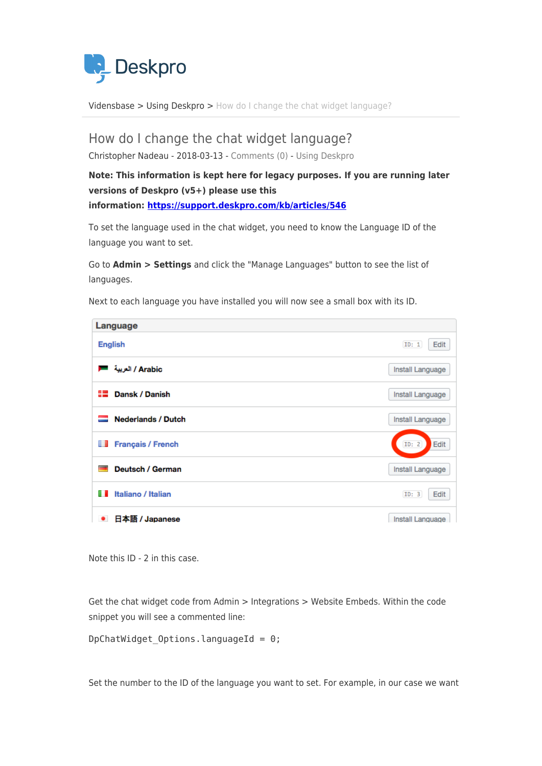Vidensbase > Using Deskpro > How do I change the chat widget language?

# How do I change the chat widget language?

Christopher Nadeau - 2018-03-13 - Comments (0) - Using Deskpro

**Note: This information is kept here for legacy purposes. If you are running later versions of Deskpro (v5+) please use this information: https://support.deskpro.com/kb/articles/546**

To set the language used in the chat widget, you need to know the Language ID of the language you want to set.

Go to **Admin > Settings** and click the "Manage Languages" button to see the list of languages.

Next to each language you have installed you will now see a small box with its ID.

| Language | |
|---|---|
| English | ID: 1 Edit |
| العربية / Arabic | Install Language |
| Dansk / Danish | Install Language |
| Nederlands / Dutch | Install Language |
| Français / French | ID: 2 Edit |
| Deutsch / German | Install Language |
| Italiano / Italian | ID: 3 Edit |
| 日本語 / Japanese | Install Language |

Note this ID - 2 in this case.

Get the chat widget code from Admin > Integrations > Website Embeds. Within the code snippet you will see a commented line:

```
DpChatWidget_Options.languageId = 0;
```

Set the number to the ID of the language you want to set. For example, in our case we want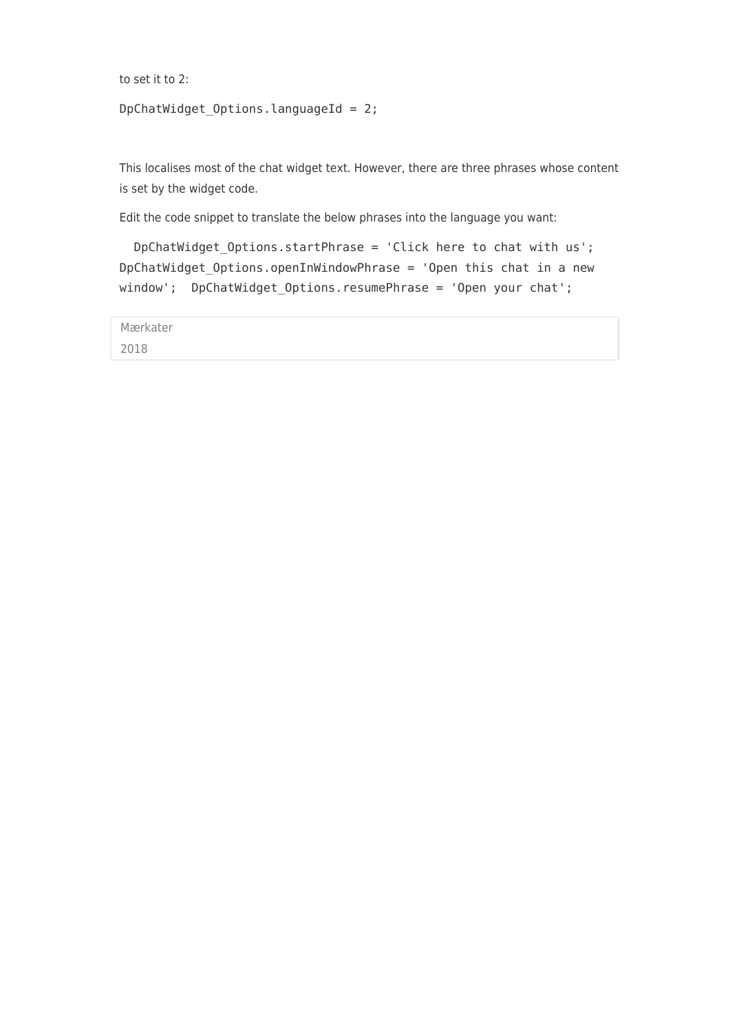to set it to 2:

```
DpChatWidget_Options.languageId = 2;
```

This localises most of the chat widget text. However, there are three phrases whose content is set by the widget code.

Edit the code snippet to translate the below phrases into the language you want:

```
  DpChatWidget_Options.startPhrase = 'Click here to chat with us';  DpChatWidget_Options.openInWindowPhrase = 'Open this chat in a new window';  DpChatWidget_Options.resumePhrase = 'Open your chat';
```

Mærkater

2018